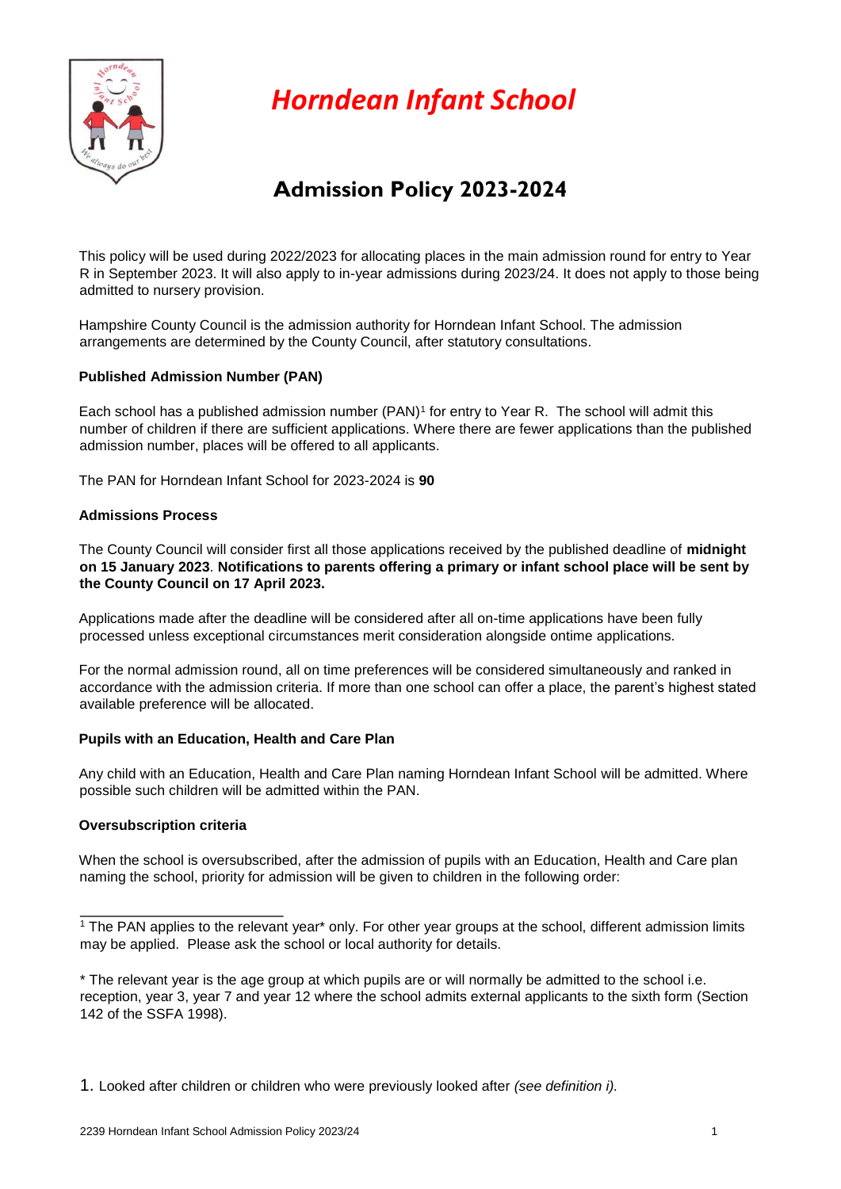# Horndean Infant School

## Admission Policy 2023-2024

This policy will be used during 2022/2023 for allocating places in the main admission round for entry to Year R in September 2023. It will also apply to in-year admissions during 2023/24. It does not apply to those being admitted to nursery provision.

Hampshire County Council is the admission authority for Horndean Infant School. The admission arrangements are determined by the County Council, after statutory consultations.

**Published Admission Number (PAN)**

Each school has a published admission number (PAN)[1] for entry to Year R. The school will admit this number of children if there are sufficient applications. Where there are fewer applications than the published admission number, places will be offered to all applicants.

The PAN for Horndean Infant School for 2023-2024 is **90**

**Admissions Process**

The County Council will consider first all those applications received by the published deadline of **midnight on 15 January 2023**. **Notifications to parents offering a primary or infant school place will be sent by the County Council on 17 April 2023.**

Applications made after the deadline will be considered after all on-time applications have been fully processed unless exceptional circumstances merit consideration alongside ontime applications.

For the normal admission round, all on time preferences will be considered simultaneously and ranked in accordance with the admission criteria. If more than one school can offer a place, the parent's highest stated available preference will be allocated.

**Pupils with an Education, Health and Care Plan**

Any child with an Education, Health and Care Plan naming Horndean Infant School will be admitted. Where possible such children will be admitted within the PAN.

**Oversubscription criteria**

When the school is oversubscribed, after the admission of pupils with an Education, Health and Care plan naming the school, priority for admission will be given to children in the following order:

1. Looked after children or children who were previously looked after *(see definition i).*

---

[1] The PAN applies to the relevant year* only. For other year groups at the school, different admission limits may be applied. Please ask the school or local authority for details.

* The relevant year is the age group at which pupils are or will normally be admitted to the school i.e. reception, year 3, year 7 and year 12 where the school admits external applicants to the sixth form (Section 142 of the SSFA 1998).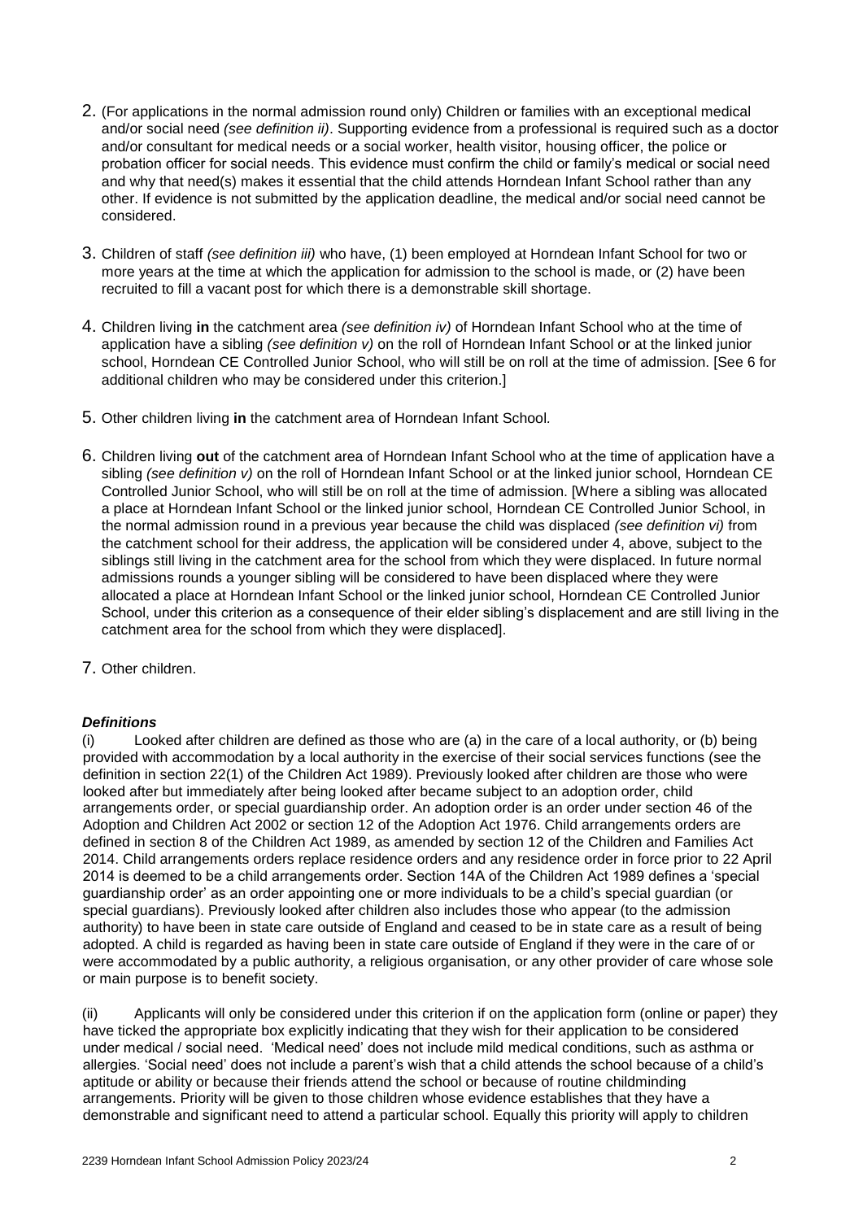2. (For applications in the normal admission round only) Children or families with an exceptional medical and/or social need *(see definition ii)*. Supporting evidence from a professional is required such as a doctor and/or consultant for medical needs or a social worker, health visitor, housing officer, the police or probation officer for social needs. This evidence must confirm the child or family's medical or social need and why that need(s) makes it essential that the child attends Horndean Infant School rather than any other. If evidence is not submitted by the application deadline, the medical and/or social need cannot be considered.

3. Children of staff *(see definition iii)* who have, (1) been employed at Horndean Infant School for two or more years at the time at which the application for admission to the school is made, or (2) have been recruited to fill a vacant post for which there is a demonstrable skill shortage.

4. Children living **in** the catchment area *(see definition iv)* of Horndean Infant School who at the time of application have a sibling *(see definition v)* on the roll of Horndean Infant School or at the linked junior school, Horndean CE Controlled Junior School, who will still be on roll at the time of admission. [See 6 for additional children who may be considered under this criterion.]

5. Other children living **in** the catchment area of Horndean Infant School.

6. Children living **out** of the catchment area of Horndean Infant School who at the time of application have a sibling *(see definition v)* on the roll of Horndean Infant School or at the linked junior school, Horndean CE Controlled Junior School, who will still be on roll at the time of admission. [Where a sibling was allocated a place at Horndean Infant School or the linked junior school, Horndean CE Controlled Junior School, in the normal admission round in a previous year because the child was displaced *(see definition vi)* from the catchment school for their address, the application will be considered under 4, above, subject to the siblings still living in the catchment area for the school from which they were displaced. In future normal admissions rounds a younger sibling will be considered to have been displaced where they were allocated a place at Horndean Infant School or the linked junior school, Horndean CE Controlled Junior School, under this criterion as a consequence of their elder sibling's displacement and are still living in the catchment area for the school from which they were displaced].

7. Other children.

***Definitions***

(i) Looked after children are defined as those who are (a) in the care of a local authority, or (b) being provided with accommodation by a local authority in the exercise of their social services functions (see the definition in section 22(1) of the Children Act 1989). Previously looked after children are those who were looked after but immediately after being looked after became subject to an adoption order, child arrangements order, or special guardianship order. An adoption order is an order under section 46 of the Adoption and Children Act 2002 or section 12 of the Adoption Act 1976. Child arrangements orders are defined in section 8 of the Children Act 1989, as amended by section 12 of the Children and Families Act 2014. Child arrangements orders replace residence orders and any residence order in force prior to 22 April 2014 is deemed to be a child arrangements order. Section 14A of the Children Act 1989 defines a 'special guardianship order' as an order appointing one or more individuals to be a child's special guardian (or special guardians). Previously looked after children also includes those who appear (to the admission authority) to have been in state care outside of England and ceased to be in state care as a result of being adopted. A child is regarded as having been in state care outside of England if they were in the care of or were accommodated by a public authority, a religious organisation, or any other provider of care whose sole or main purpose is to benefit society.

(ii) Applicants will only be considered under this criterion if on the application form (online or paper) they have ticked the appropriate box explicitly indicating that they wish for their application to be considered under medical / social need. 'Medical need' does not include mild medical conditions, such as asthma or allergies. 'Social need' does not include a parent's wish that a child attends the school because of a child's aptitude or ability or because their friends attend the school or because of routine childminding arrangements. Priority will be given to those children whose evidence establishes that they have a demonstrable and significant need to attend a particular school. Equally this priority will apply to children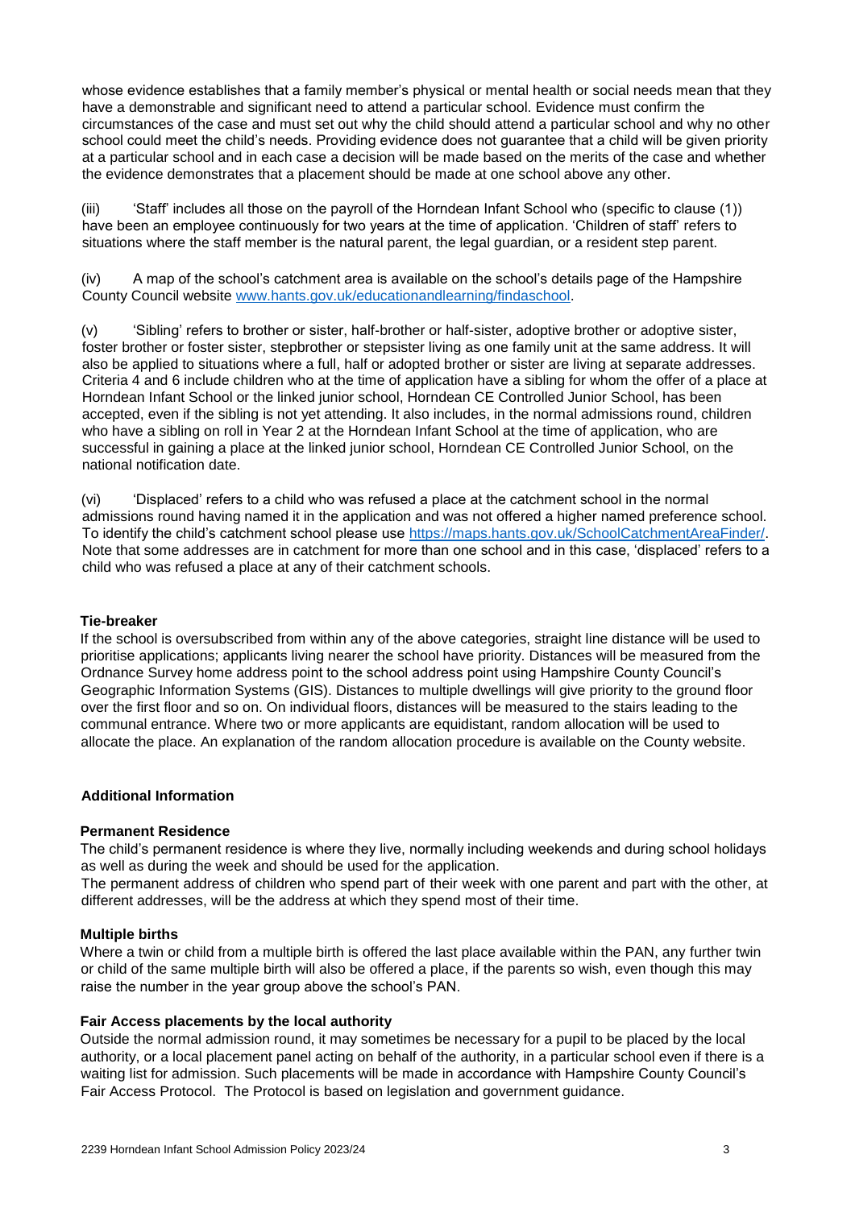whose evidence establishes that a family member's physical or mental health or social needs mean that they have a demonstrable and significant need to attend a particular school. Evidence must confirm the circumstances of the case and must set out why the child should attend a particular school and why no other school could meet the child's needs. Providing evidence does not guarantee that a child will be given priority at a particular school and in each case a decision will be made based on the merits of the case and whether the evidence demonstrates that a placement should be made at one school above any other.

(iii) 'Staff' includes all those on the payroll of the Horndean Infant School who (specific to clause (1)) have been an employee continuously for two years at the time of application. 'Children of staff' refers to situations where the staff member is the natural parent, the legal guardian, or a resident step parent.

(iv) A map of the school's catchment area is available on the school's details page of the Hampshire County Council website [www.hants.gov.uk/educationandlearning/findaschool](www.hants.gov.uk/educationandlearning/findaschool).

(v) 'Sibling' refers to brother or sister, half-brother or half-sister, adoptive brother or adoptive sister, foster brother or foster sister, stepbrother or stepsister living as one family unit at the same address. It will also be applied to situations where a full, half or adopted brother or sister are living at separate addresses. Criteria 4 and 6 include children who at the time of application have a sibling for whom the offer of a place at Horndean Infant School or the linked junior school, Horndean CE Controlled Junior School, has been accepted, even if the sibling is not yet attending. It also includes, in the normal admissions round, children who have a sibling on roll in Year 2 at the Horndean Infant School at the time of application, who are successful in gaining a place at the linked junior school, Horndean CE Controlled Junior School, on the national notification date.

(vi) 'Displaced' refers to a child who was refused a place at the catchment school in the normal admissions round having named it in the application and was not offered a higher named preference school. To identify the child's catchment school please use [https://maps.hants.gov.uk/SchoolCatchmentAreaFinder/](https://maps.hants.gov.uk/SchoolCatchmentAreaFinder/). Note that some addresses are in catchment for more than one school and in this case, 'displaced' refers to a child who was refused a place at any of their catchment schools.

**Tie-breaker**

If the school is oversubscribed from within any of the above categories, straight line distance will be used to prioritise applications; applicants living nearer the school have priority. Distances will be measured from the Ordnance Survey home address point to the school address point using Hampshire County Council's Geographic Information Systems (GIS). Distances to multiple dwellings will give priority to the ground floor over the first floor and so on. On individual floors, distances will be measured to the stairs leading to the communal entrance. Where two or more applicants are equidistant, random allocation will be used to allocate the place. An explanation of the random allocation procedure is available on the County website.

## Additional Information

**Permanent Residence**

The child's permanent residence is where they live, normally including weekends and during school holidays as well as during the week and should be used for the application.

The permanent address of children who spend part of their week with one parent and part with the other, at different addresses, will be the address at which they spend most of their time.

**Multiple births**

Where a twin or child from a multiple birth is offered the last place available within the PAN, any further twin or child of the same multiple birth will also be offered a place, if the parents so wish, even though this may raise the number in the year group above the school's PAN.

**Fair Access placements by the local authority**

Outside the normal admission round, it may sometimes be necessary for a pupil to be placed by the local authority, or a local placement panel acting on behalf of the authority, in a particular school even if there is a waiting list for admission. Such placements will be made in accordance with Hampshire County Council's Fair Access Protocol. The Protocol is based on legislation and government guidance.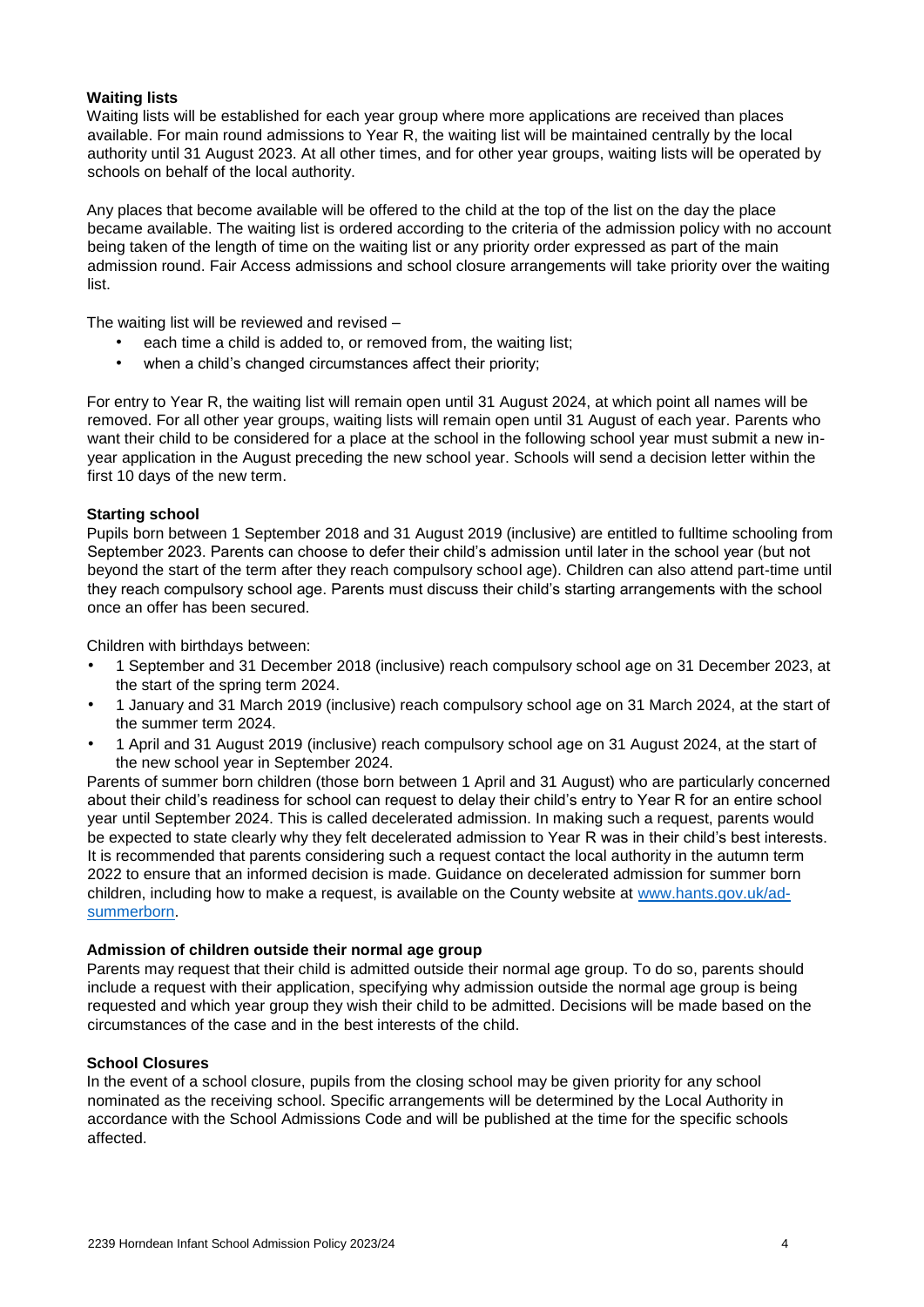**Waiting lists**

Waiting lists will be established for each year group where more applications are received than places available. For main round admissions to Year R, the waiting list will be maintained centrally by the local authority until 31 August 2023. At all other times, and for other year groups, waiting lists will be operated by schools on behalf of the local authority.

Any places that become available will be offered to the child at the top of the list on the day the place became available. The waiting list is ordered according to the criteria of the admission policy with no account being taken of the length of time on the waiting list or any priority order expressed as part of the main admission round. Fair Access admissions and school closure arrangements will take priority over the waiting list.

The waiting list will be reviewed and revised –

- each time a child is added to, or removed from, the waiting list;
- when a child's changed circumstances affect their priority;

For entry to Year R, the waiting list will remain open until 31 August 2024, at which point all names will be removed. For all other year groups, waiting lists will remain open until 31 August of each year. Parents who want their child to be considered for a place at the school in the following school year must submit a new in-year application in the August preceding the new school year. Schools will send a decision letter within the first 10 days of the new term.

**Starting school**

Pupils born between 1 September 2018 and 31 August 2019 (inclusive) are entitled to fulltime schooling from September 2023. Parents can choose to defer their child's admission until later in the school year (but not beyond the start of the term after they reach compulsory school age). Children can also attend part-time until they reach compulsory school age. Parents must discuss their child's starting arrangements with the school once an offer has been secured.

Children with birthdays between:

- 1 September and 31 December 2018 (inclusive) reach compulsory school age on 31 December 2023, at the start of the spring term 2024.
- 1 January and 31 March 2019 (inclusive) reach compulsory school age on 31 March 2024, at the start of the summer term 2024.
- 1 April and 31 August 2019 (inclusive) reach compulsory school age on 31 August 2024, at the start of the new school year in September 2024.

Parents of summer born children (those born between 1 April and 31 August) who are particularly concerned about their child's readiness for school can request to delay their child's entry to Year R for an entire school year until September 2024. This is called decelerated admission. In making such a request, parents would be expected to state clearly why they felt decelerated admission to Year R was in their child's best interests. It is recommended that parents considering such a request contact the local authority in the autumn term 2022 to ensure that an informed decision is made. Guidance on decelerated admission for summer born children, including how to make a request, is available on the County website at [www.hants.gov.uk/ad-summerborn](http://www.hants.gov.uk/ad-summerborn).

**Admission of children outside their normal age group**

Parents may request that their child is admitted outside their normal age group. To do so, parents should include a request with their application, specifying why admission outside the normal age group is being requested and which year group they wish their child to be admitted. Decisions will be made based on the circumstances of the case and in the best interests of the child.

**School Closures**

In the event of a school closure, pupils from the closing school may be given priority for any school nominated as the receiving school. Specific arrangements will be determined by the Local Authority in accordance with the School Admissions Code and will be published at the time for the specific schools affected.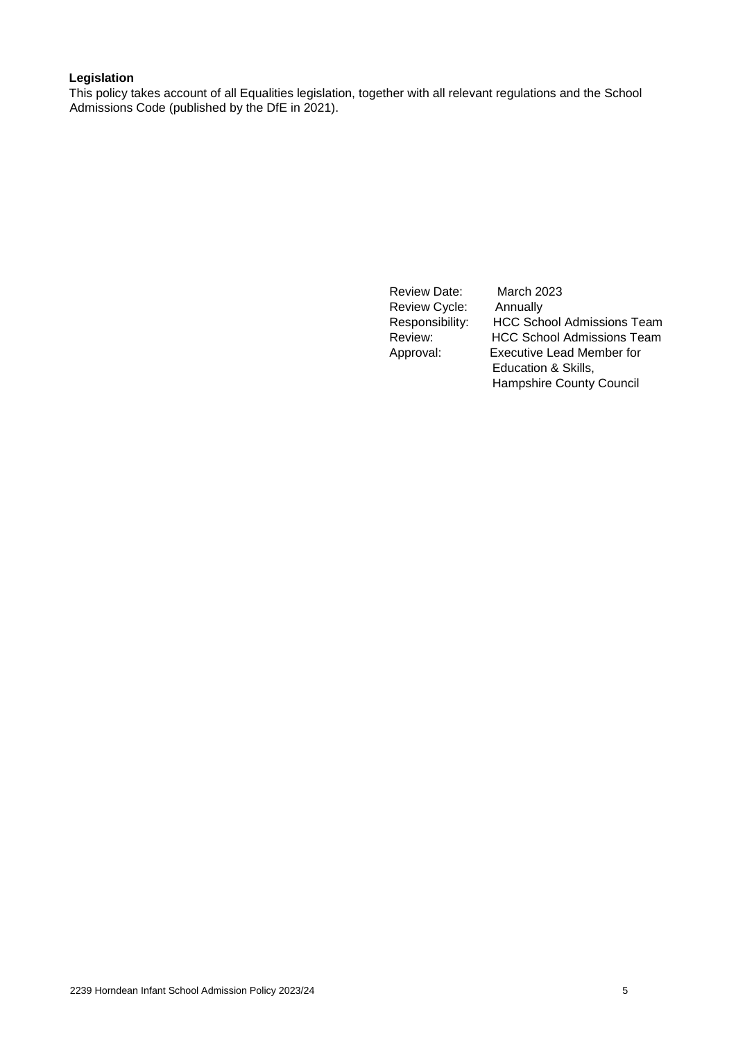**Legislation**

This policy takes account of all Equalities legislation, together with all relevant regulations and the School Admissions Code (published by the DfE in 2021).

| | |
|---|---|
| Review Date: | March 2023 |
| Review Cycle: | Annually |
| Responsibility: | HCC School Admissions Team |
| Review: | HCC School Admissions Team |
| Approval: | Executive Lead Member for Education & Skills, Hampshire County Council |